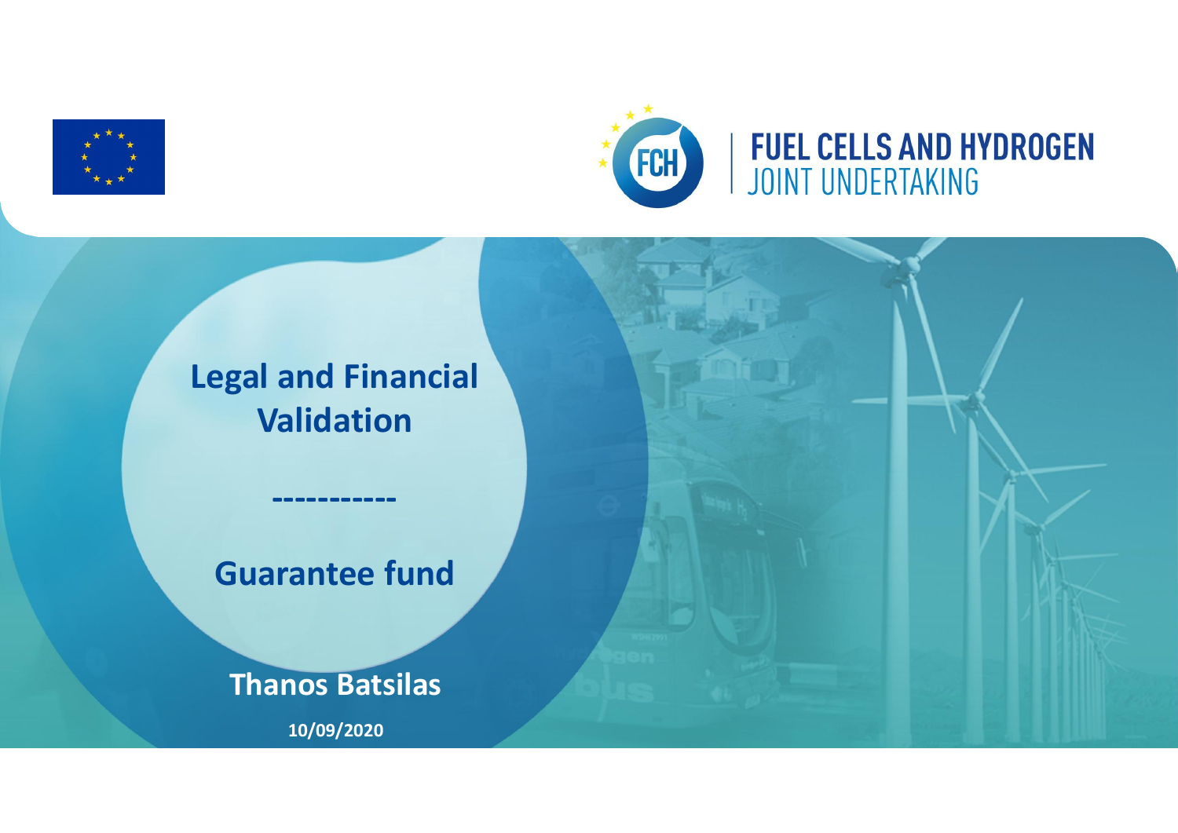FUEL CELLS AND HYDROGEN
JOINT UNDERTAKING

# Legal and Financial Validation

-----------

## Guarantee fund

**Thanos Batsilas**

**10/09/2020**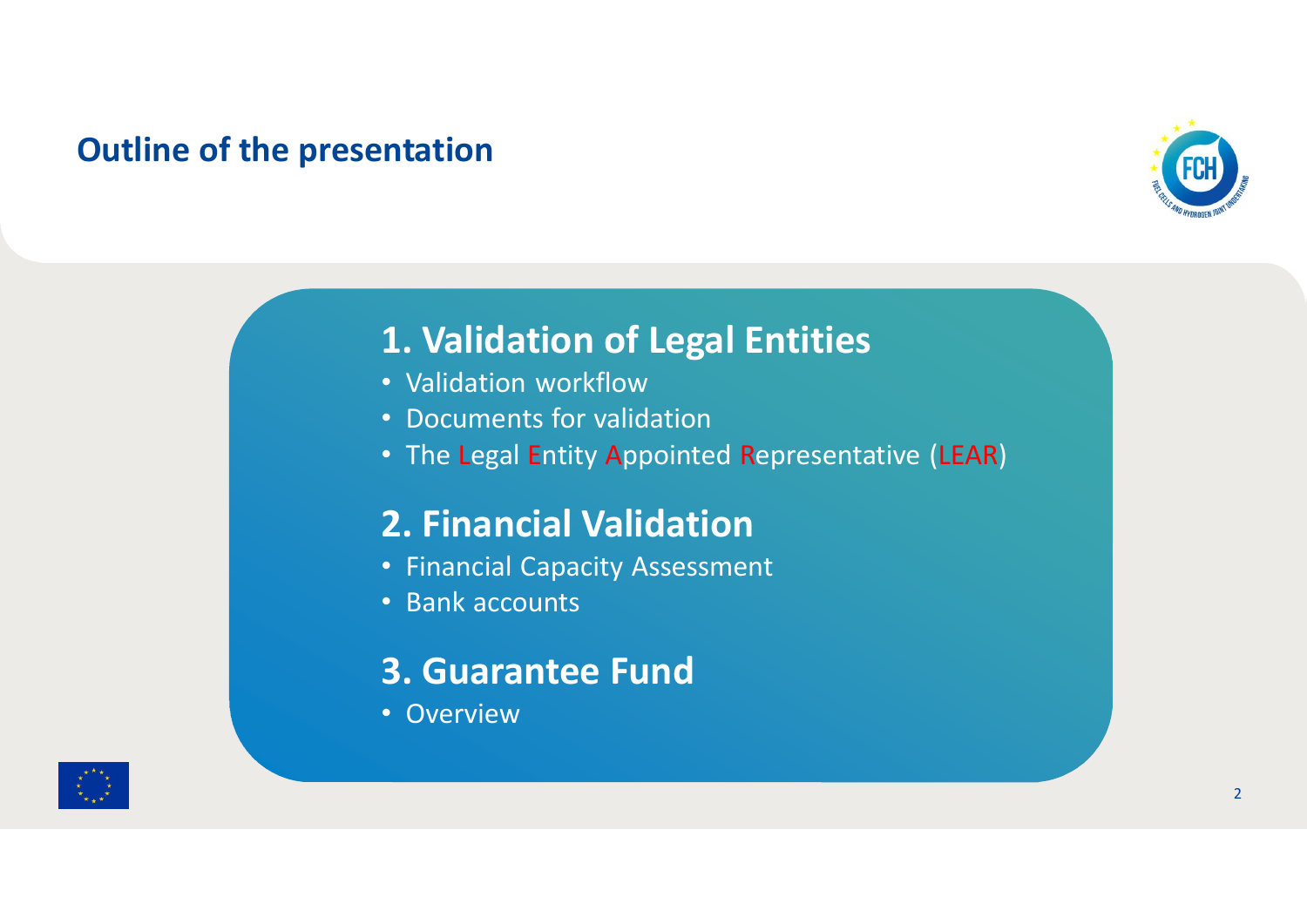# Outline of the presentation

## 1. Validation of Legal Entities

- Validation workflow
- Documents for validation
- The Legal Entity Appointed Representative (LEAR)

## 2. Financial Validation

- Financial Capacity Assessment
- Bank accounts

## 3. Guarantee Fund

- Overview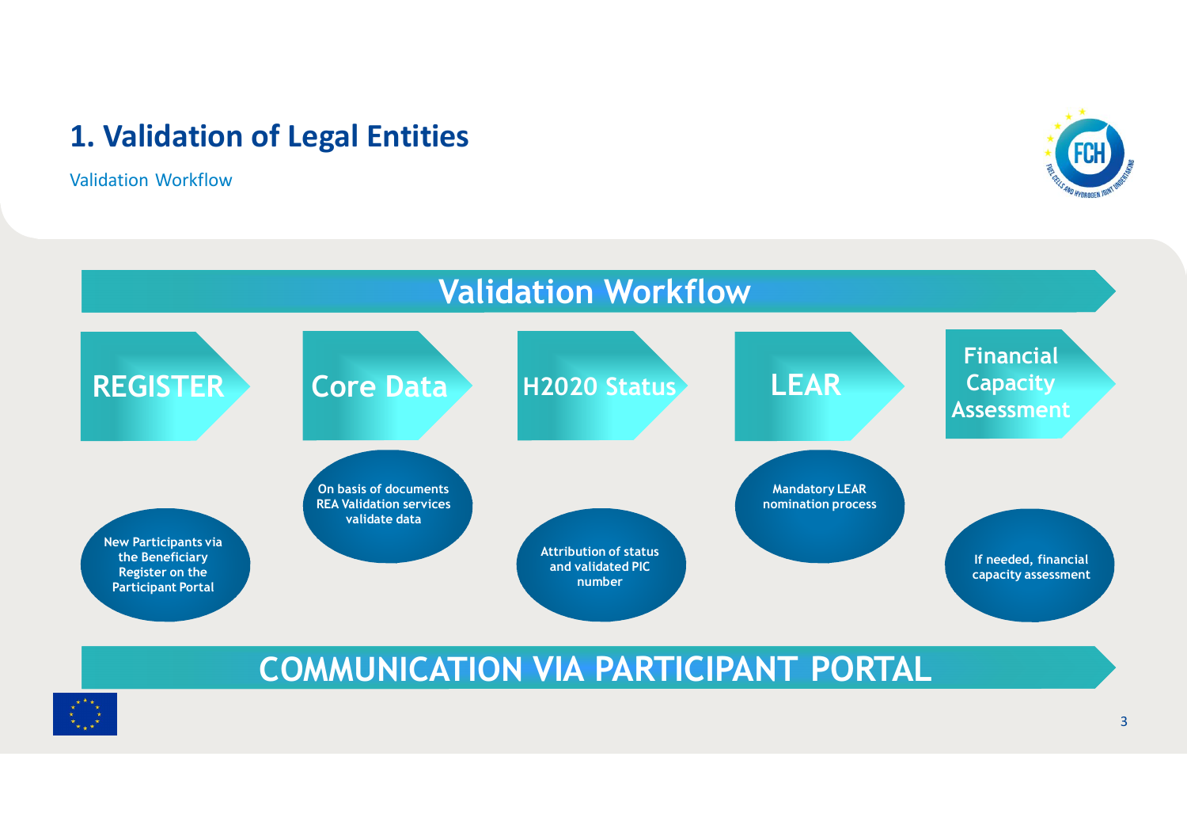# 1. Validation of Legal Entities

Validation Workflow

## Validation Workflow

**REGISTER**

New Participants via the Beneficiary Register on the Participant Portal

**Core Data**

On basis of documents REA Validation services validate data

**H2020 Status**

Attribution of status and validated PIC number

**LEAR**

Mandatory LEAR nomination process

**Financial Capacity Assessment**

If needed, financial capacity assessment

**COMMUNICATION VIA PARTICIPANT PORTAL**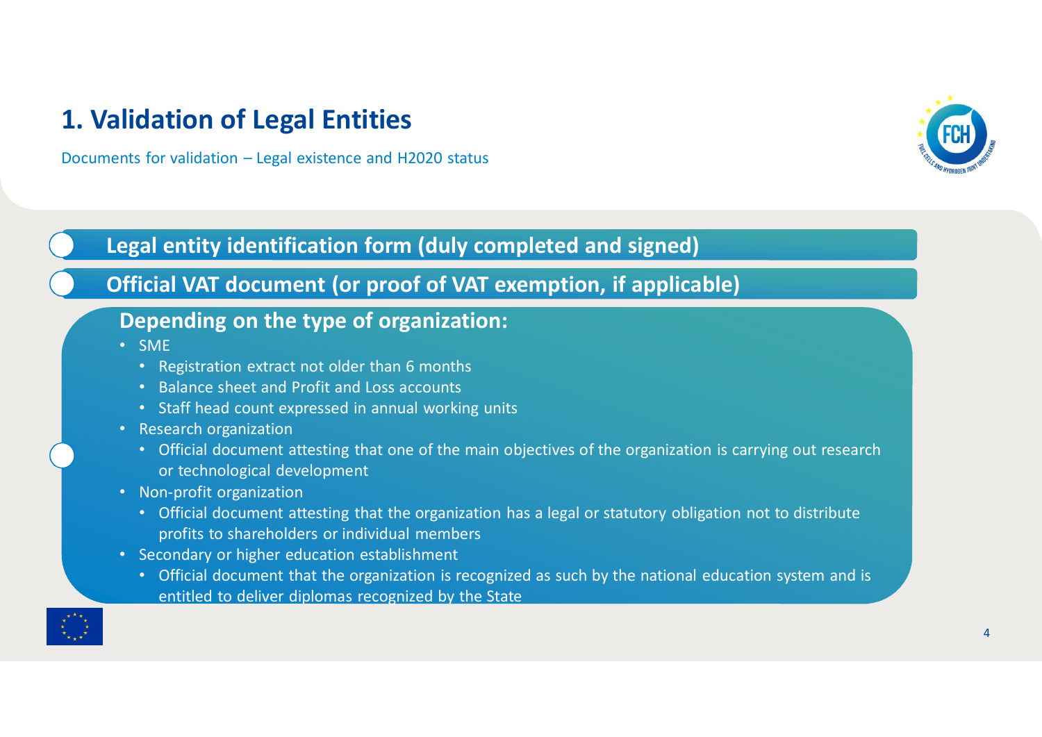# 1. Validation of Legal Entities

Documents for validation – Legal existence and H2020 status

**Legal entity identification form (duly completed and signed)**

**Official VAT document (or proof of VAT exemption, if applicable)**

**Depending on the type of organization:**

- SME
  - Registration extract not older than 6 months
  - Balance sheet and Profit and Loss accounts
  - Staff head count expressed in annual working units
- Research organization
  - Official document attesting that one of the main objectives of the organization is carrying out research or technological development
- Non-profit organization
  - Official document attesting that the organization has a legal or statutory obligation not to distribute profits to shareholders or individual members
- Secondary or higher education establishment
  - Official document that the organization is recognized as such by the national education system and is entitled to deliver diplomas recognized by the State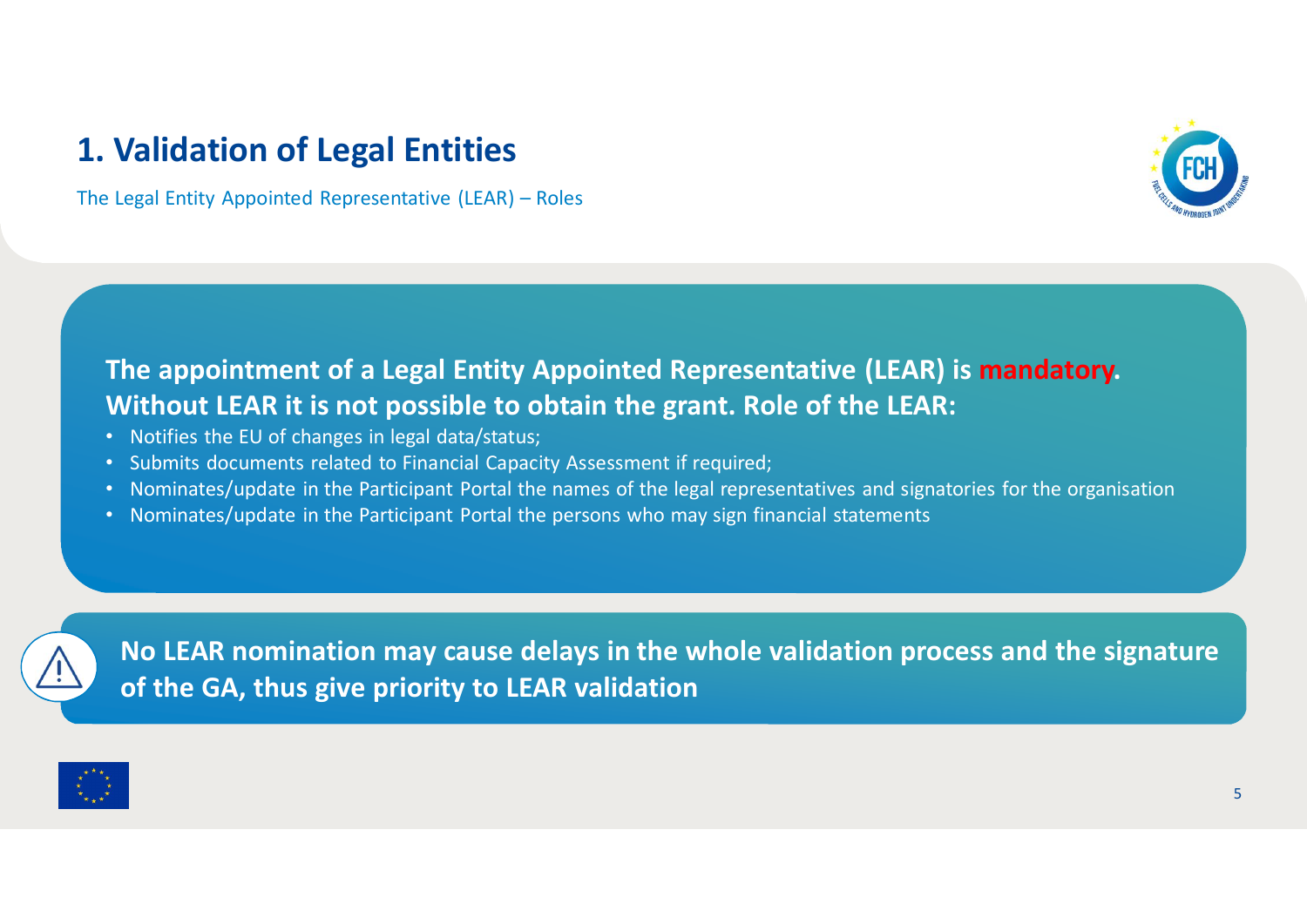# 1. Validation of Legal Entities

The Legal Entity Appointed Representative (LEAR) – Roles

**The appointment of a Legal Entity Appointed Representative (LEAR) is mandatory. Without LEAR it is not possible to obtain the grant. Role of the LEAR:**

- Notifies the EU of changes in legal data/status;
- Submits documents related to Financial Capacity Assessment if required;
- Nominates/update in the Participant Portal the names of the legal representatives and signatories for the organisation
- Nominates/update in the Participant Portal the persons who may sign financial statements

**No LEAR nomination may cause delays in the whole validation process and the signature of the GA, thus give priority to LEAR validation**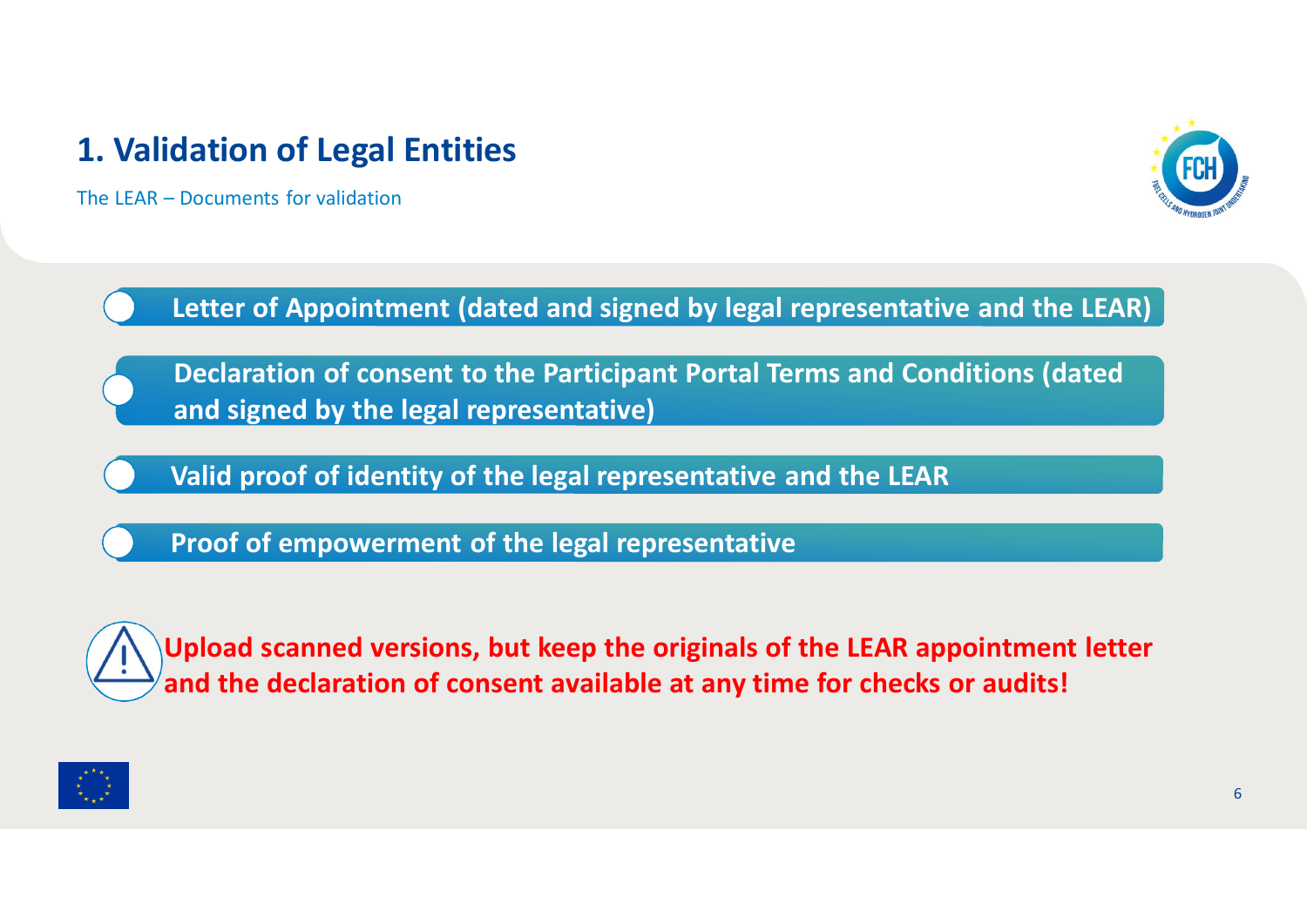# 1. Validation of Legal Entities

The LEAR – Documents for validation

- **Letter of Appointment (dated and signed by legal representative and the LEAR)**
- **Declaration of consent to the Participant Portal Terms and Conditions (dated and signed by the legal representative)**
- **Valid proof of identity of the legal representative and the LEAR**
- **Proof of empowerment of the legal representative**

**Upload scanned versions, but keep the originals of the LEAR appointment letter and the declaration of consent available at any time for checks or audits!**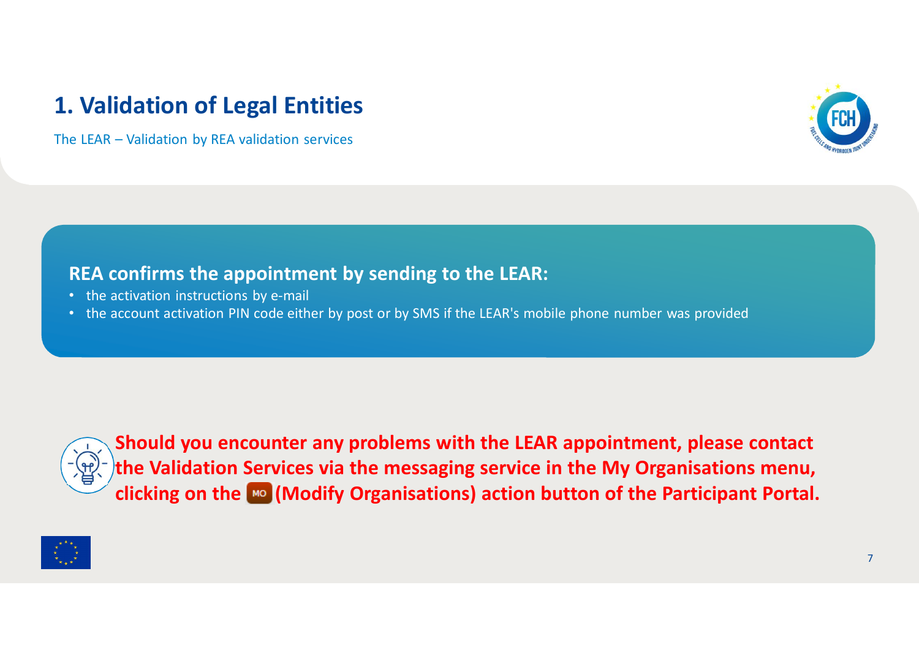# 1. Validation of Legal Entities

The LEAR – Validation by REA validation services

**REA confirms the appointment by sending to the LEAR:**

- the activation instructions by e-mail
- the account activation PIN code either by post or by SMS if the LEAR's mobile phone number was provided

**Should you encounter any problems with the LEAR appointment, please contact the Validation Services via the messaging service in the My Organisations menu, clicking on the MO (Modify Organisations) action button of the Participant Portal.**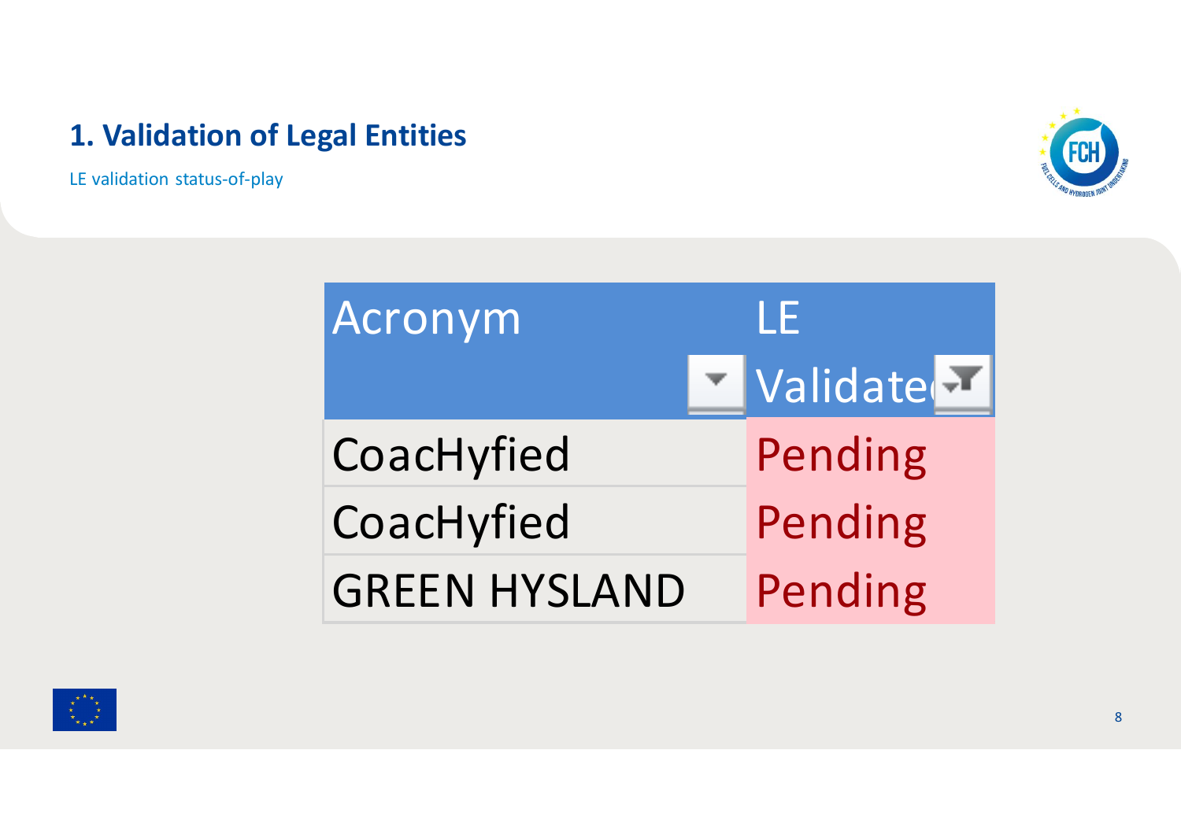# 1. Validation of Legal Entities

LE validation status-of-play

| Acronym | LE Validated |
| --- | --- |
| CoacHyfied | Pending |
| CoacHyfied | Pending |
| GREEN HYSLAND | Pending |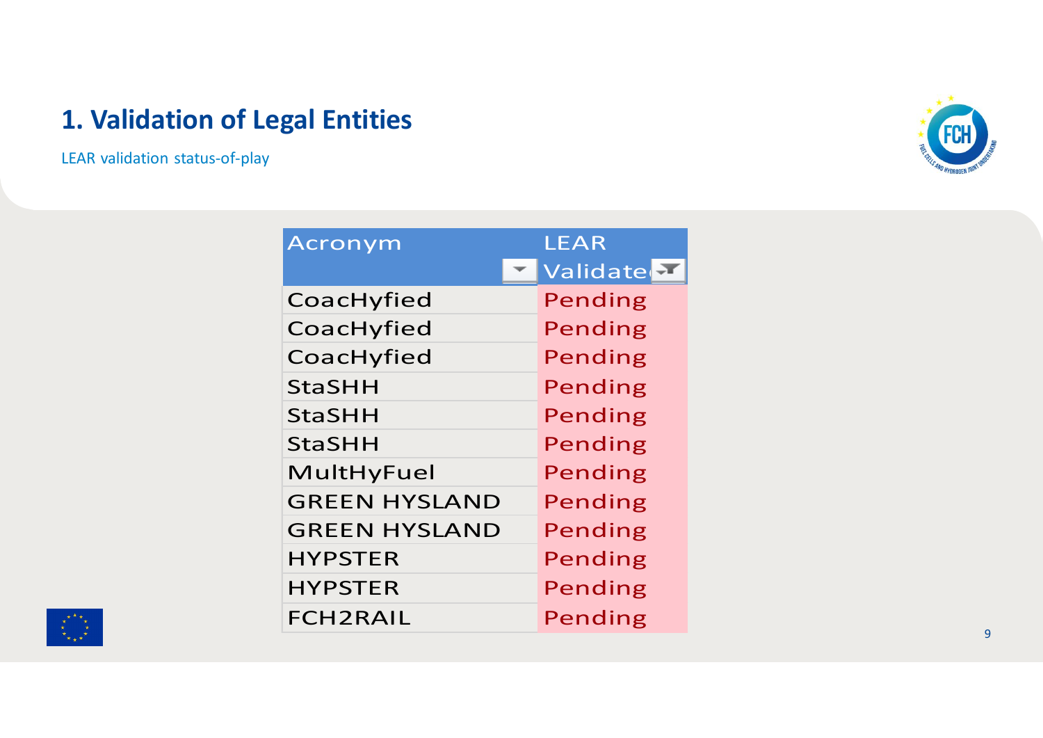# 1. Validation of Legal Entities

LEAR validation status-of-play

| Acronym | LEAR Validated |
|---|---|
| CoacHyfied | Pending |
| CoacHyfied | Pending |
| CoacHyfied | Pending |
| StaSHH | Pending |
| StaSHH | Pending |
| StaSHH | Pending |
| MultHyFuel | Pending |
| GREEN HYSLAND | Pending |
| GREEN HYSLAND | Pending |
| HYPSTER | Pending |
| HYPSTER | Pending |
| FCH2RAIL | Pending |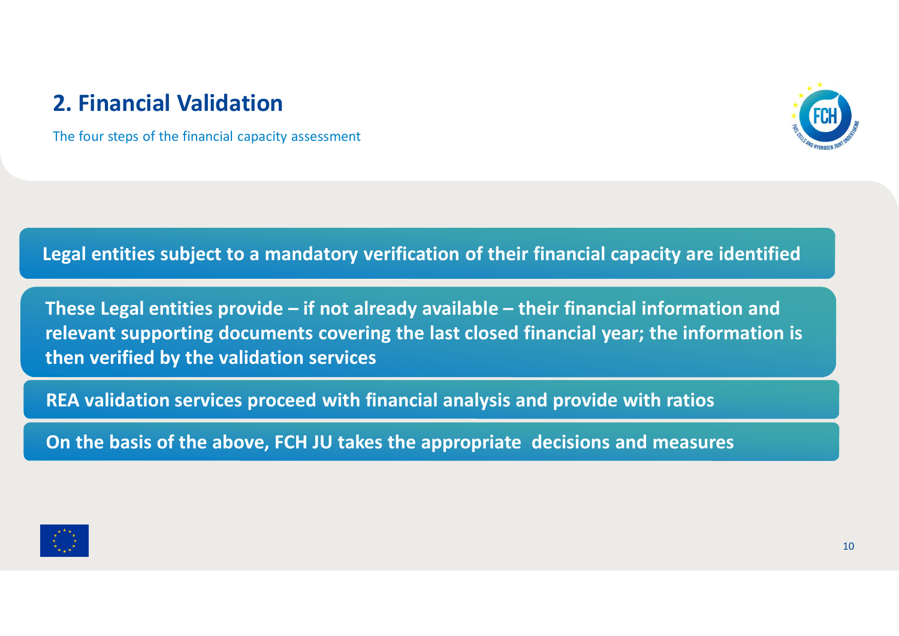## 2. Financial Validation

The four steps of the financial capacity assessment

**Legal entities subject to a mandatory verification of their financial capacity are identified**

**These Legal entities provide – if not already available – their financial information and relevant supporting documents covering the last closed financial year; the information is then verified by the validation services**

**REA validation services proceed with financial analysis and provide with ratios**

**On the basis of the above, FCH JU takes the appropriate decisions and measures**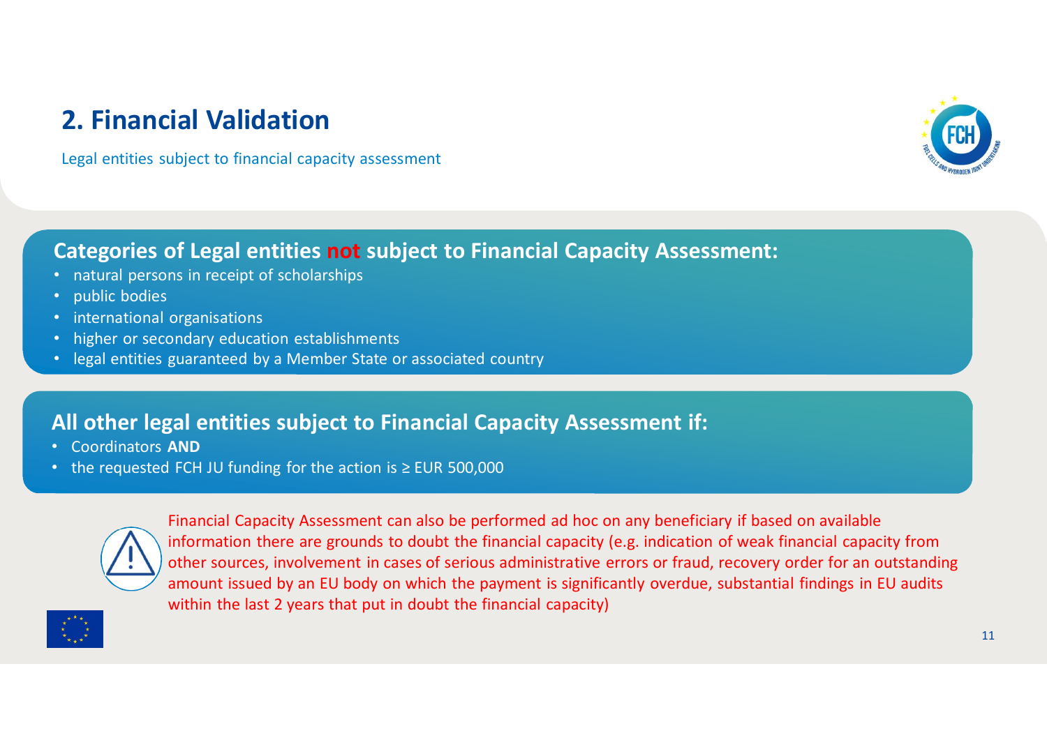## 2. Financial Validation

Legal entities subject to financial capacity assessment

### Categories of Legal entities not subject to Financial Capacity Assessment:

- natural persons in receipt of scholarships
- public bodies
- international organisations
- higher or secondary education establishments
- legal entities guaranteed by a Member State or associated country

### All other legal entities subject to Financial Capacity Assessment if:

- Coordinators **AND**
- the requested FCH JU funding for the action is ≥ EUR 500,000

Financial Capacity Assessment can also be performed ad hoc on any beneficiary if based on available information there are grounds to doubt the financial capacity (e.g. indication of weak financial capacity from other sources, involvement in cases of serious administrative errors or fraud, recovery order for an outstanding amount issued by an EU body on which the payment is significantly overdue, substantial findings in EU audits within the last 2 years that put in doubt the financial capacity)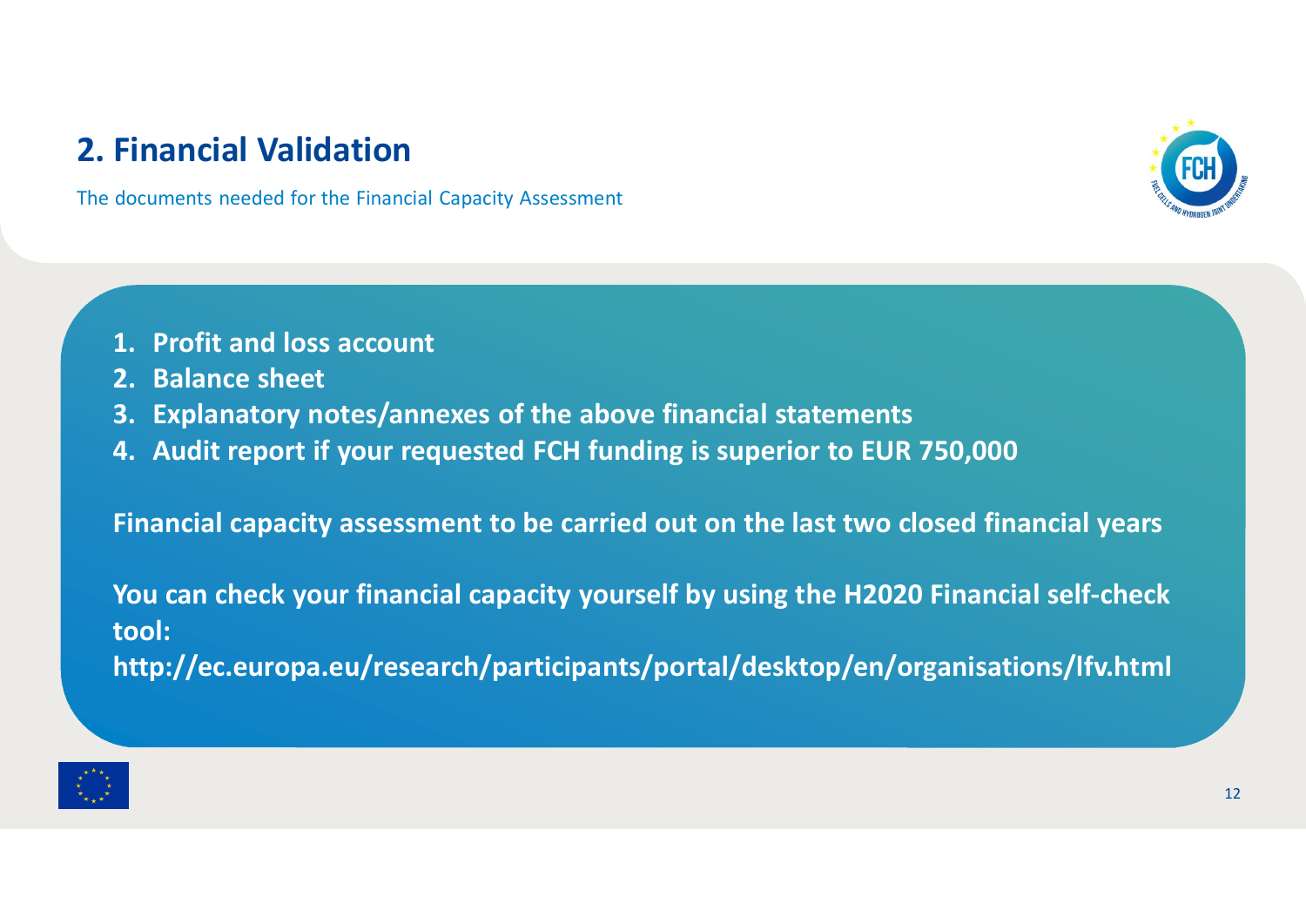## 2. Financial Validation

The documents needed for the Financial Capacity Assessment

1. **Profit and loss account**
2. **Balance sheet**
3. **Explanatory notes/annexes of the above financial statements**
4. **Audit report if your requested FCH funding is superior to EUR 750,000**

**Financial capacity assessment to be carried out on the last two closed financial years**

**You can check your financial capacity yourself by using the H2020 Financial self-check tool:**
**http://ec.europa.eu/research/participants/portal/desktop/en/organisations/lfv.html**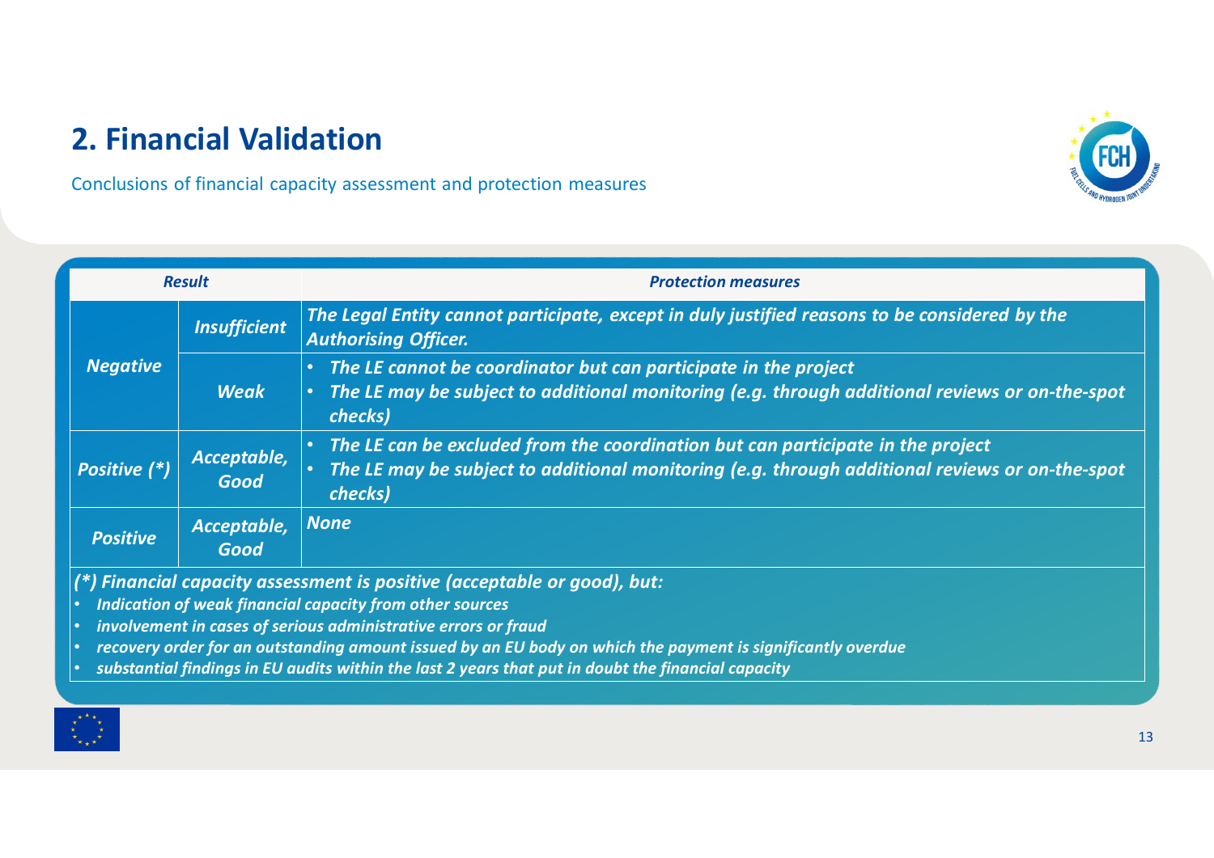## 2. Financial Validation

Conclusions of financial capacity assessment and protection measures

| *Result* | | *Protection measures* |
|---|---|---|
| ***Negative*** | ***Insufficient*** | ***The Legal Entity cannot participate, except in duly justified reasons to be considered by the Authorising Officer.*** |
| | ***Weak*** | • ***The LE cannot be coordinator but can participate in the project*** <br> • ***The LE may be subject to additional monitoring (e.g. through additional reviews or on-the-spot checks)*** |
| ***Positive (*)*** | ***Acceptable, Good*** | • ***The LE can be excluded from the coordination but can participate in the project*** <br> • ***The LE may be subject to additional monitoring (e.g. through additional reviews or on-the-spot checks)*** |
| ***Positive*** | ***Acceptable, Good*** | ***None*** |

***(*) Financial capacity assessment is positive (acceptable or good), but:***

- ***Indication of weak financial capacity from other sources***
- ***involvement in cases of serious administrative errors or fraud***
- ***recovery order for an outstanding amount issued by an EU body on which the payment is significantly overdue***
- ***substantial findings in EU audits within the last 2 years that put in doubt the financial capacity***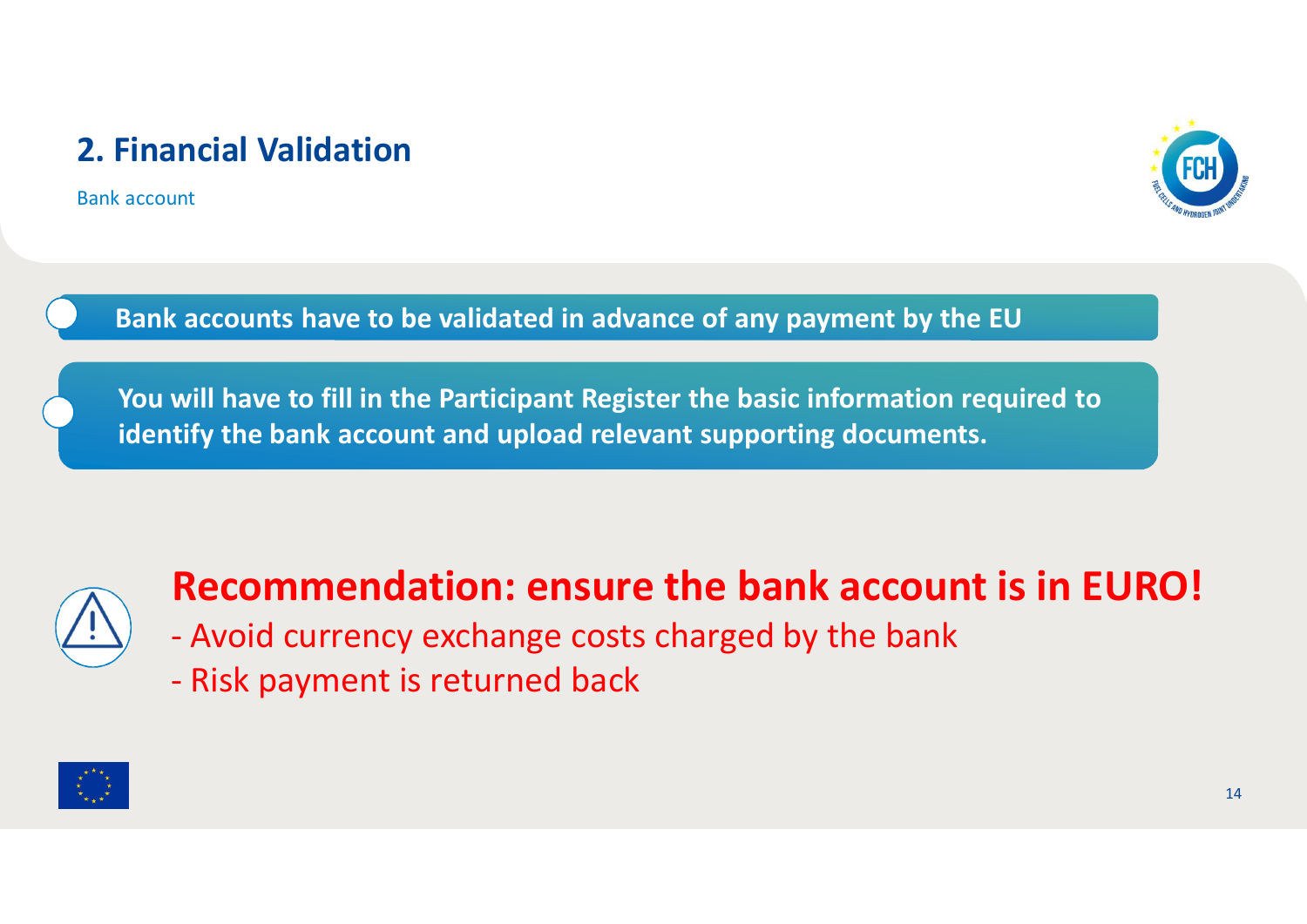## 2. Financial Validation

Bank account

**Bank accounts have to be validated in advance of any payment by the EU**

**You will have to fill in the Participant Register the basic information required to identify the bank account and upload relevant supporting documents.**

**Recommendation: ensure the bank account is in EURO!**

- Avoid currency exchange costs charged by the bank
- Risk payment is returned back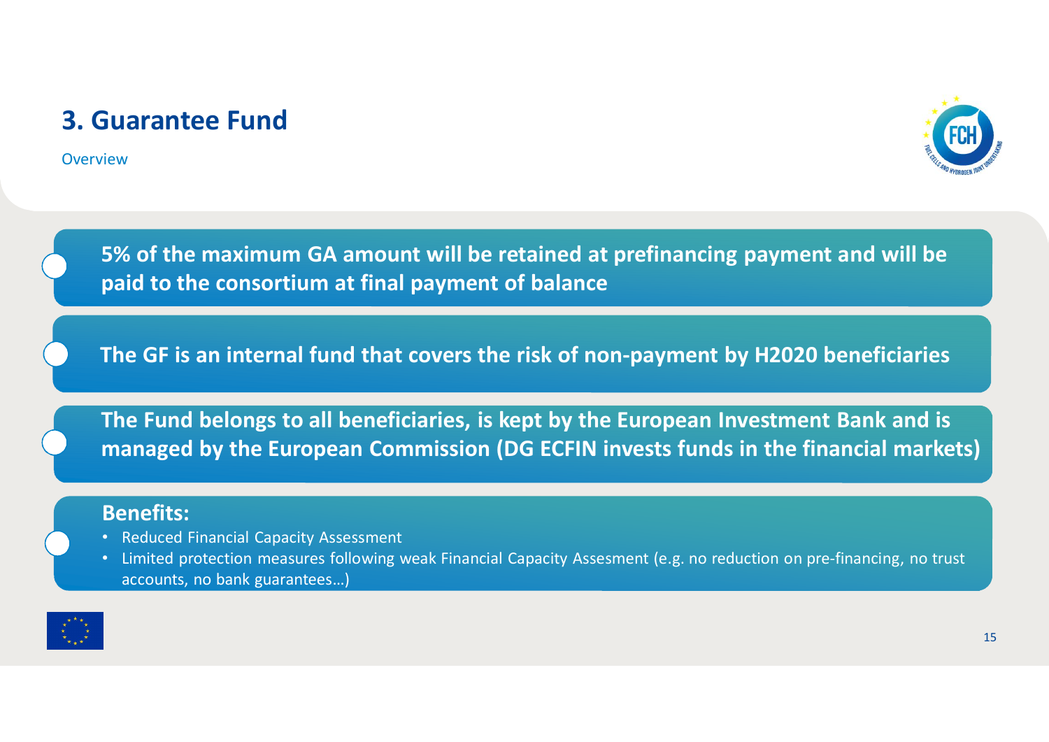# 3. Guarantee Fund

Overview

**5% of the maximum GA amount will be retained at prefinancing payment and will be paid to the consortium at final payment of balance**

**The GF is an internal fund that covers the risk of non-payment by H2020 beneficiaries**

**The Fund belongs to all beneficiaries, is kept by the European Investment Bank and is managed by the European Commission (DG ECFIN invests funds in the financial markets)**

**Benefits:**

- Reduced Financial Capacity Assessment
- Limited protection measures following weak Financial Capacity Assesment (e.g. no reduction on pre-financing, no trust accounts, no bank guarantees…)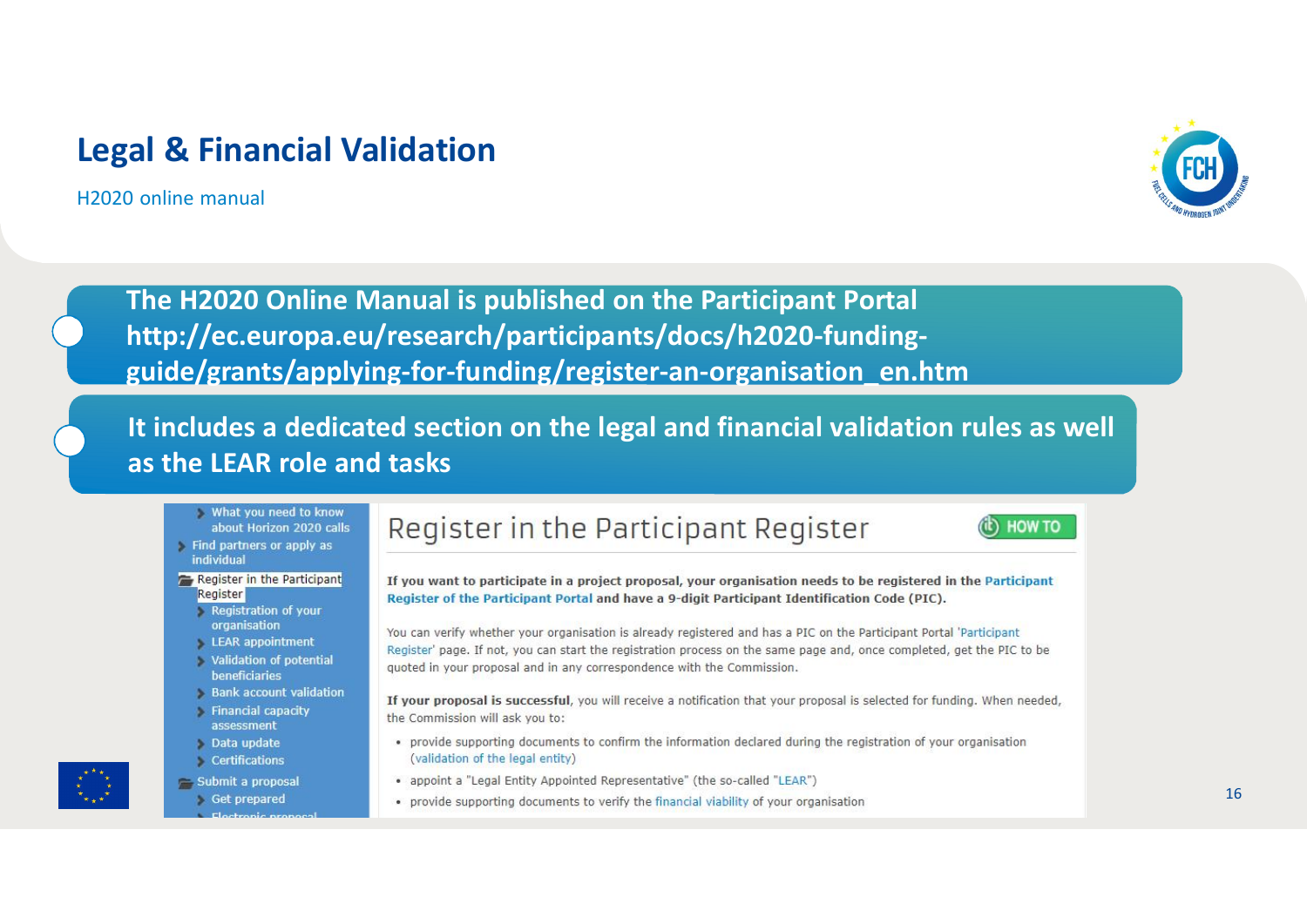# Legal & Financial Validation

H2020 online manual

**The H2020 Online Manual is published on the Participant Portal http://ec.europa.eu/research/participants/docs/h2020-funding-guide/grants/applying-for-funding/register-an-organisation_en.htm**

**It includes a dedicated section on the legal and financial validation rules as well as the LEAR role and tasks**

- What you need to know about Horizon 2020 calls
- Find partners or apply as individual
- Register in the Participant Register
  - Registration of your organisation
  - LEAR appointment
  - Validation of potential beneficiaries
  - Bank account validation
  - Financial capacity assessment
  - Data update
  - Certifications
- Submit a proposal
  - Get prepared
  - Electronic proposal

## Register in the Participant Register

HOW TO

**If you want to participate in a project proposal, your organisation needs to be registered in the Participant Register of the Participant Portal and have a 9-digit Participant Identification Code (PIC).**

You can verify whether your organisation is already registered and has a PIC on the Participant Portal 'Participant Register' page. If not, you can start the registration process on the same page and, once completed, get the PIC to be quoted in your proposal and in any correspondence with the Commission.

**If your proposal is successful**, you will receive a notification that your proposal is selected for funding. When needed, the Commission will ask you to:

- provide supporting documents to confirm the information declared during the registration of your organisation (validation of the legal entity)
- appoint a "Legal Entity Appointed Representative" (the so-called "LEAR")
- provide supporting documents to verify the financial viability of your organisation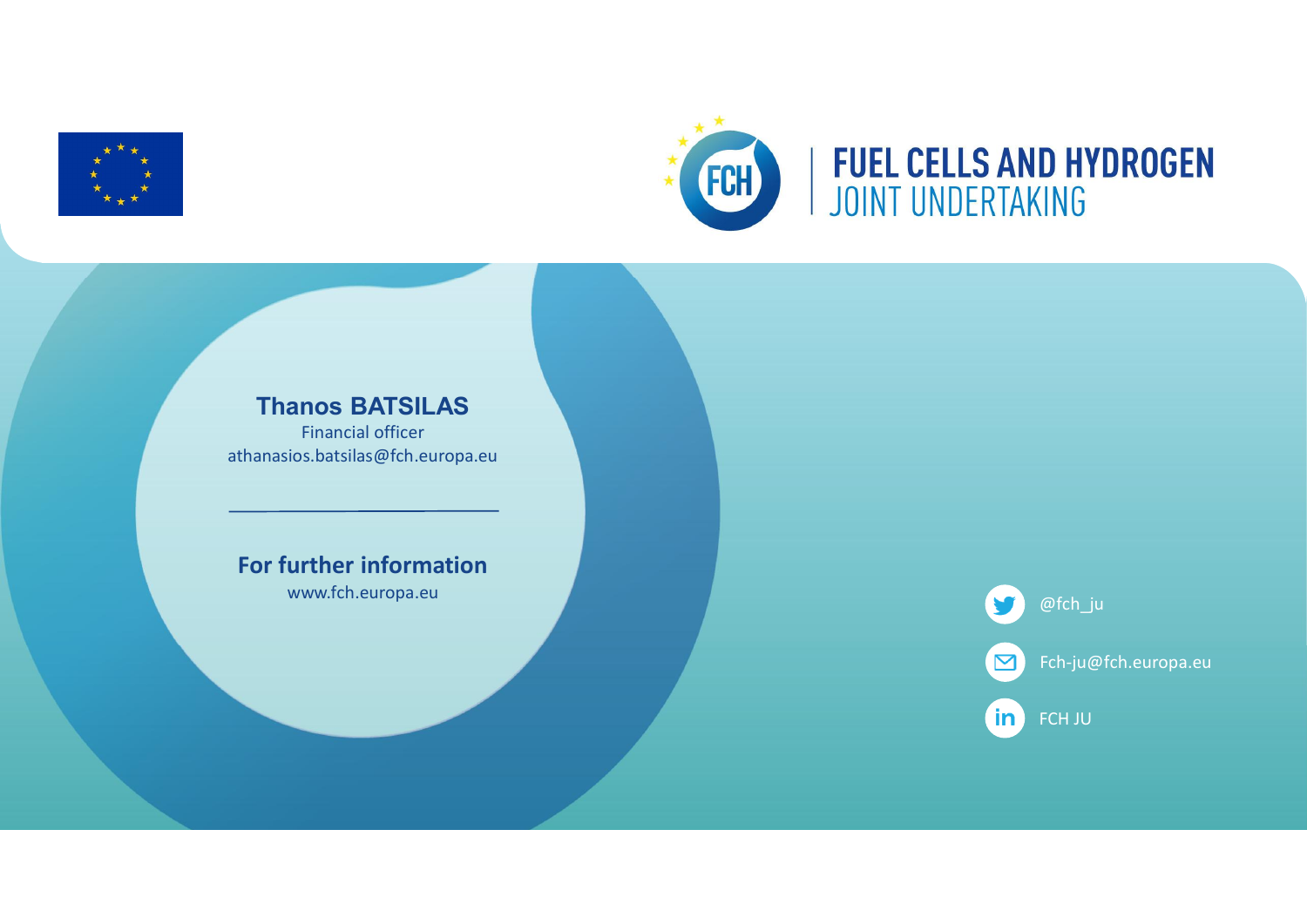FUEL CELLS AND HYDROGEN
JOINT UNDERTAKING

**Thanos BATSILAS**
Financial officer
athanasios.batsilas@fch.europa.eu

---

**For further information**
www.fch.europa.eu

@fch_ju

Fch-ju@fch.europa.eu

FCH JU